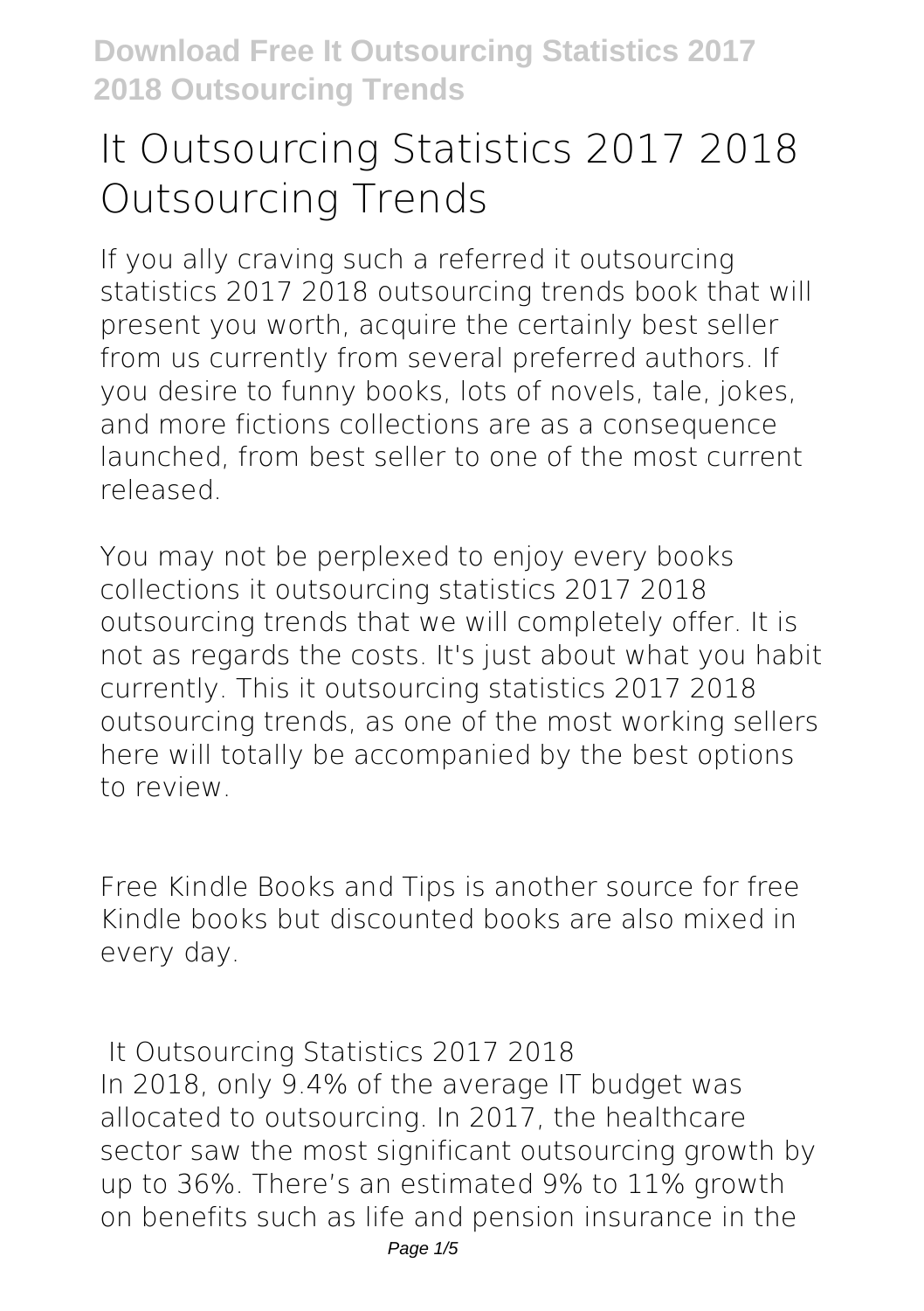# It Outsourcing Statistics 2017 2018 Outsourcing Trends

If you ally craving such a referred it outsourcing statistics 2017 2018 outsourcing trends book that will present you worth, acquire the certainly best seller from us currently from several preferred authors. If you desire to funny books, lots of novels, tale, jokes, and more fictions collections are as a consequence launched, from best seller to one of the most current released.

You may not be perplexed to enjoy every books collections it outsourcing statistics 2017 2018 outsourcing trends that we will completely offer. It is not as regards the costs. It's just about what you habit currently. This it outsourcing statistics 2017 2018 outsourcing trends, as one of the most working sellers here will totally be accompanied by the best options to review.

Free Kindle Books and Tips is another source for free Kindle books but discounted books are also mixed in every day.

**It Outsourcing Statistics 2017 2018**

In 2018, only 9.4% of the average IT budget was allocated to outsourcing. In 2017, the healthcare sector saw the most significant outsourcing growth by up to 36%. There's an estimated 9% to 11% growth on benefits such as life and pension insurance in the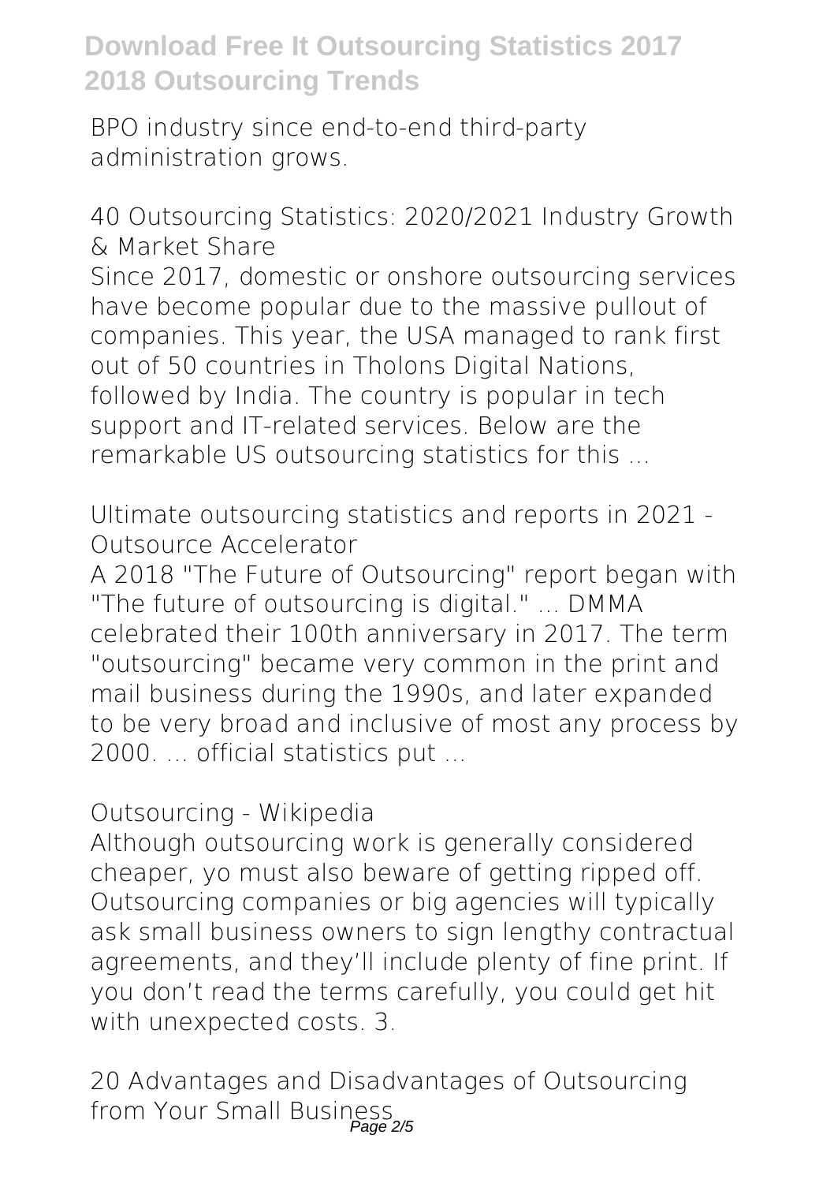BPO industry since end-to-end third-party administration grows.

**40 Outsourcing Statistics: 2020/2021 Industry Growth & Market Share**

Since 2017, domestic or onshore outsourcing services have become popular due to the massive pullout of companies. This year, the USA managed to rank first out of 50 countries in Tholons Digital Nations, followed by India. The country is popular in tech support and IT-related services. Below are the remarkable US outsourcing statistics for this ...

**Ultimate outsourcing statistics and reports in 2021 - Outsource Accelerator**

A 2018 "The Future of Outsourcing" report began with "The future of outsourcing is digital." ... DMMA celebrated their 100th anniversary in 2017. The term "outsourcing" became very common in the print and mail business during the 1990s, and later expanded to be very broad and inclusive of most any process by 2000. ... official statistics put ...

**Outsourcing - Wikipedia**

Although outsourcing work is generally considered cheaper, yo must also beware of getting ripped off. Outsourcing companies or big agencies will typically ask small business owners to sign lengthy contractual agreements, and they'll include plenty of fine print. If you don't read the terms carefully, you could get hit with unexpected costs. 3.

**20 Advantages and Disadvantages of Outsourcing from Your Small Business**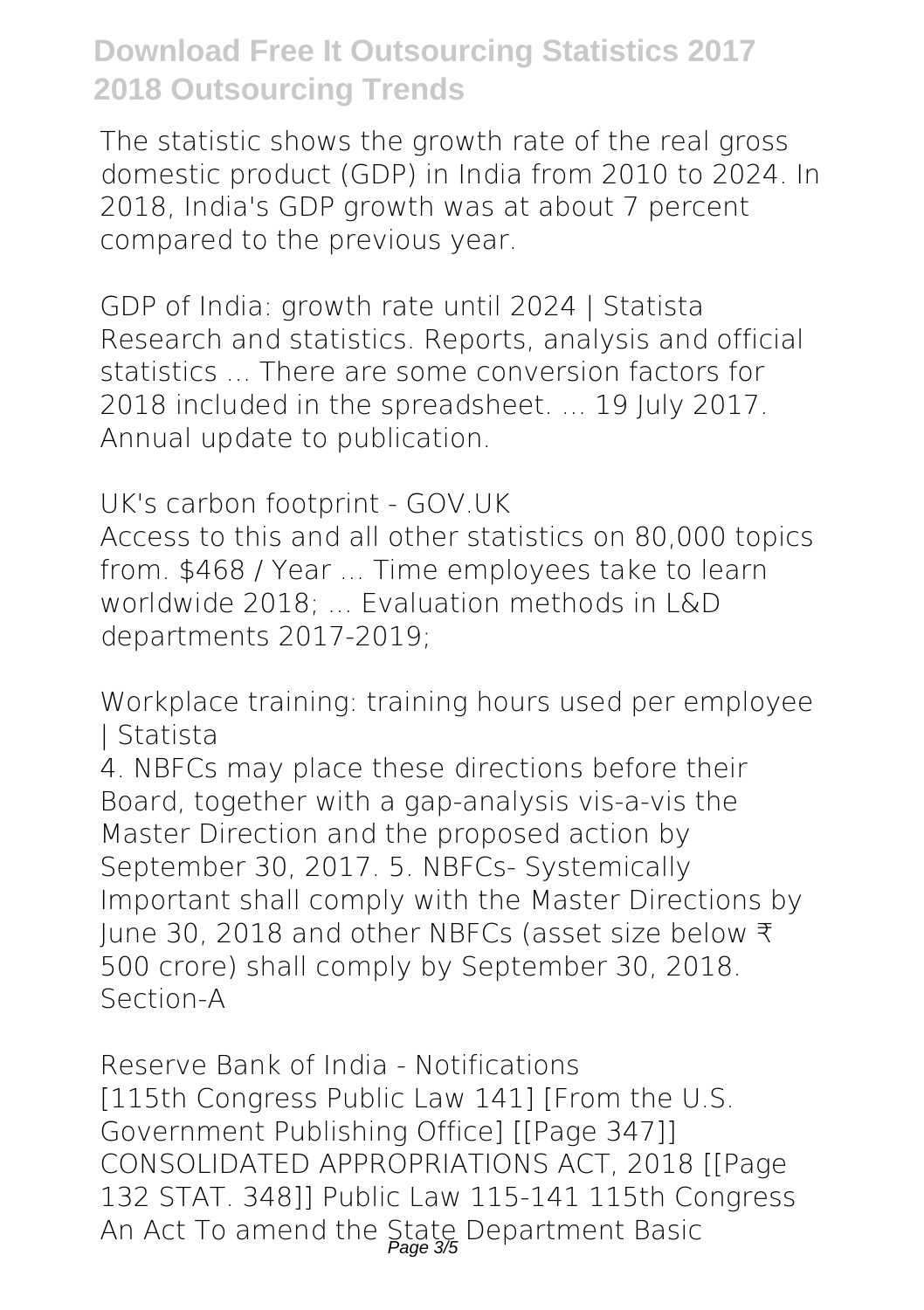The statistic shows the growth rate of the real gross domestic product (GDP) in India from 2010 to 2024. In 2018, India's GDP growth was at about 7 percent compared to the previous year.

GDP of India: growth rate until 2024 | Statista
Research and statistics. Reports, analysis and official statistics ... There are some conversion factors for 2018 included in the spreadsheet. ... 19 July 2017. Annual update to publication.

UK's carbon footprint - GOV.UK
Access to this and all other statistics on 80,000 topics from. $468 / Year ... Time employees take to learn worldwide 2018; ... Evaluation methods in L&D departments 2017-2019;

Workplace training: training hours used per employee | Statista
4. NBFCs may place these directions before their Board, together with a gap-analysis vis-a-vis the Master Direction and the proposed action by September 30, 2017. 5. NBFCs- Systemically Important shall comply with the Master Directions by June 30, 2018 and other NBFCs (asset size below ₹ 500 crore) shall comply by September 30, 2018. Section-A

Reserve Bank of India - Notifications
[115th Congress Public Law 141] [From the U.S. Government Publishing Office] [[Page 347]] CONSOLIDATED APPROPRIATIONS ACT, 2018 [[Page 132 STAT. 348]] Public Law 115-141 115th Congress An Act To amend the State Department Basic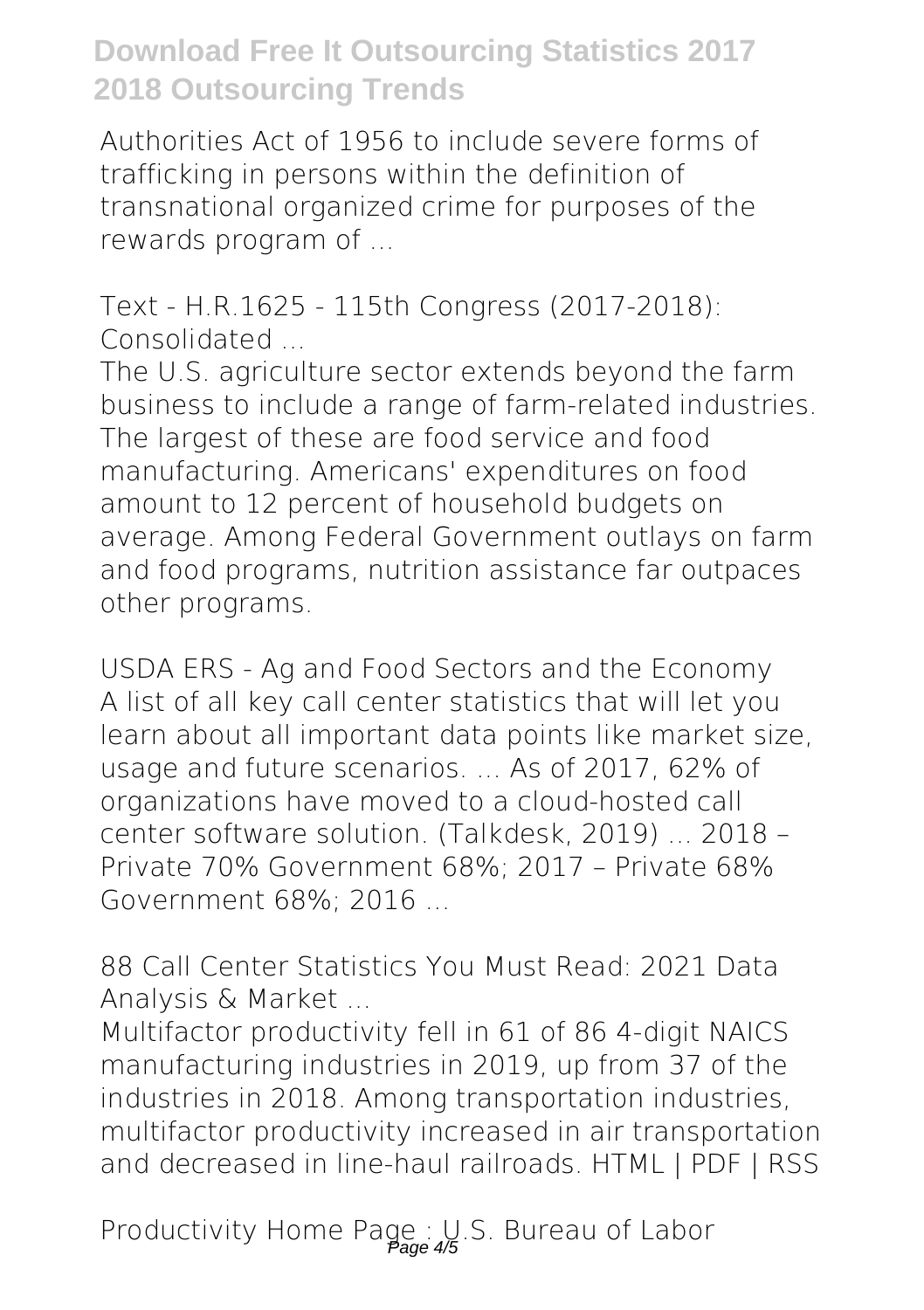Authorities Act of 1956 to include severe forms of trafficking in persons within the definition of transnational organized crime for purposes of the rewards program of ...

**Text - H.R.1625 - 115th Congress (2017-2018): Consolidated ...**

The U.S. agriculture sector extends beyond the farm business to include a range of farm-related industries. The largest of these are food service and food manufacturing. Americans' expenditures on food amount to 12 percent of household budgets on average. Among Federal Government outlays on farm and food programs, nutrition assistance far outpaces other programs.

**USDA ERS - Ag and Food Sectors and the Economy**

A list of all key call center statistics that will let you learn about all important data points like market size, usage and future scenarios. ... As of 2017, 62% of organizations have moved to a cloud-hosted call center software solution. (Talkdesk, 2019) ... 2018 – Private 70% Government 68%; 2017 – Private 68% Government 68%; 2016 ...

**88 Call Center Statistics You Must Read: 2021 Data Analysis & Market ...**

Multifactor productivity fell in 61 of 86 4-digit NAICS manufacturing industries in 2019, up from 37 of the industries in 2018. Among transportation industries, multifactor productivity increased in air transportation and decreased in line-haul railroads. HTML | PDF | RSS

**Productivity Home Page : U.S. Bureau of Labor**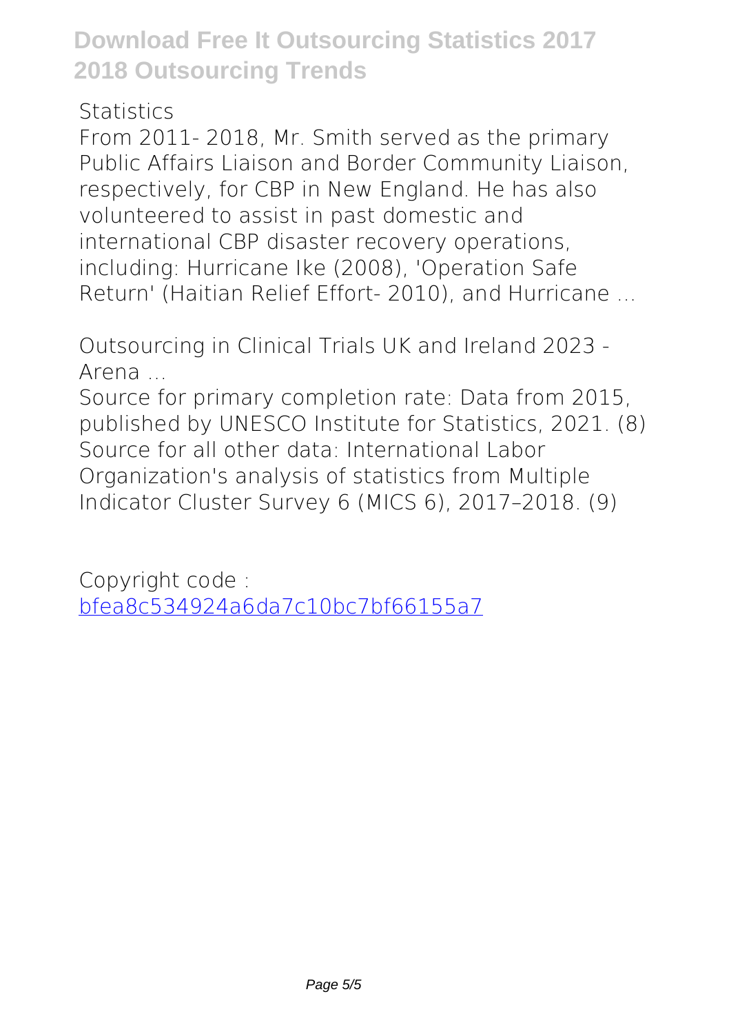Statistics

From 2011- 2018, Mr. Smith served as the primary Public Affairs Liaison and Border Community Liaison, respectively, for CBP in New England. He has also volunteered to assist in past domestic and international CBP disaster recovery operations, including: Hurricane Ike (2008), 'Operation Safe Return' (Haitian Relief Effort- 2010), and Hurricane ...

Outsourcing in Clinical Trials UK and Ireland 2023 - Arena ...

Source for primary completion rate: Data from 2015, published by UNESCO Institute for Statistics, 2021. (8) Source for all other data: International Labor Organization's analysis of statistics from Multiple Indicator Cluster Survey 6 (MICS 6), 2017–2018. (9)

Copyright code : bfea8c534924a6da7c10bc7bf66155a7